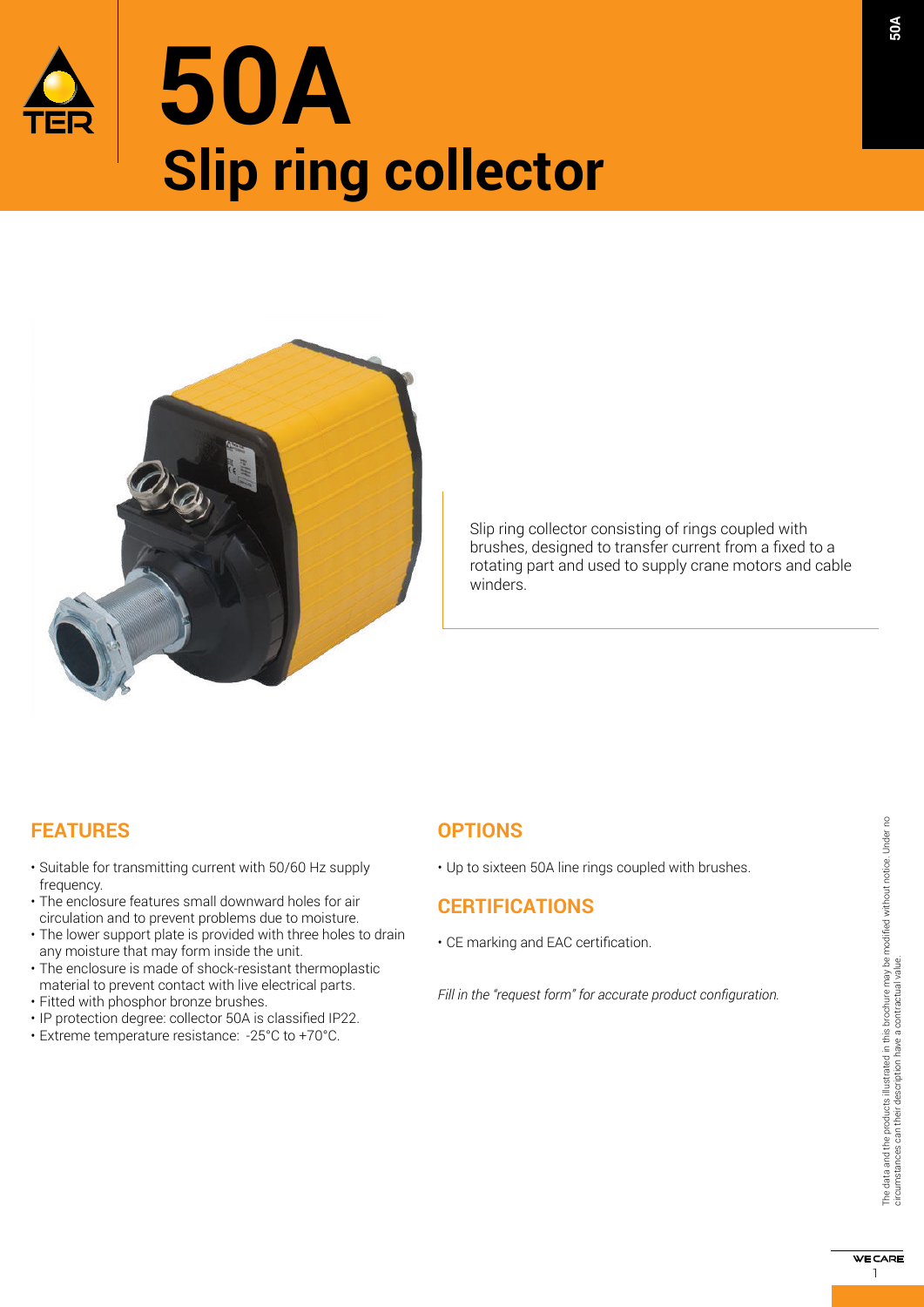# 50A
# Slip ring collector

Slip ring collector consisting of rings coupled with brushes, designed to transfer current from a fixed to a rotating part and used to supply crane motors and cable winders.

## FEATURES

- Suitable for transmitting current with 50/60 Hz supply frequency.
- The enclosure features small downward holes for air circulation and to prevent problems due to moisture.
- The lower support plate is provided with three holes to drain any moisture that may form inside the unit.
- The enclosure is made of shock-resistant thermoplastic material to prevent contact with live electrical parts.
- Fitted with phosphor bronze brushes.
- IP protection degree: collector 50A is classified IP22.
- Extreme temperature resistance: -25°C to +70°C.

## OPTIONS

- Up to sixteen 50A line rings coupled with brushes.

## CERTIFICATIONS

- CE marking and EAC certification.

*Fill in the "request form" for accurate product configuration.*

The data and the products illustrated in this brochure may be modified without notice. Under no circumstances can their description have a contractual value.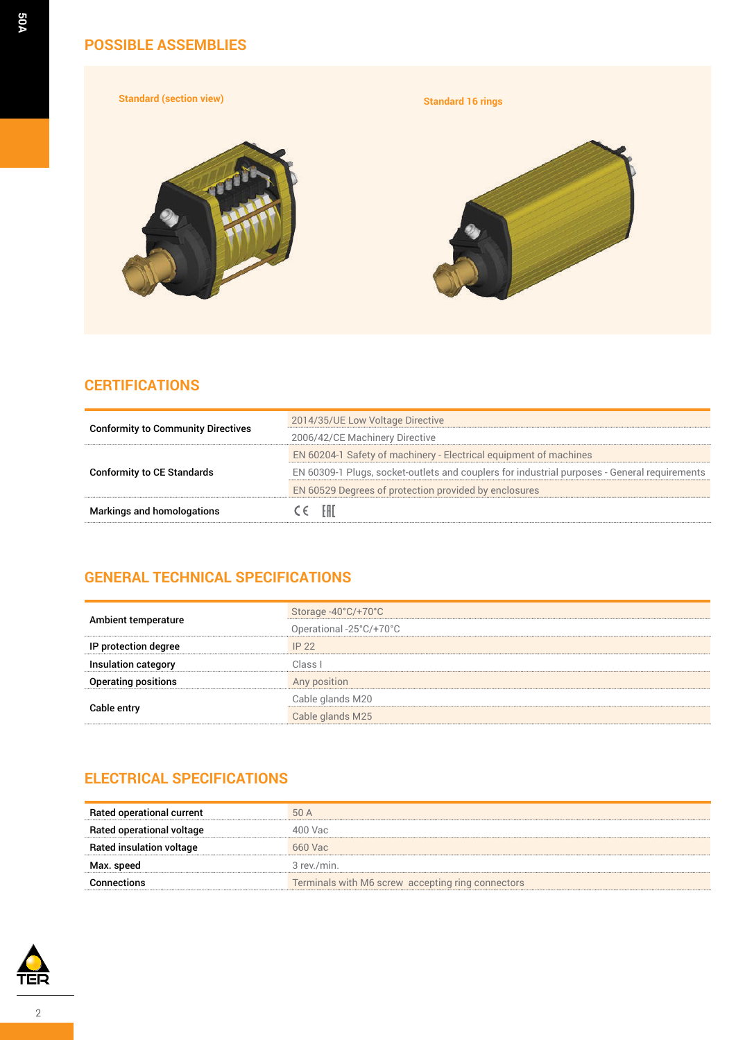## POSSIBLE ASSEMBLIES

Standard (section view)

Standard 16 rings

## CERTIFICATIONS

| | |
|---|---|
| Conformity to Community Directives | 2014/35/UE Low Voltage Directive |
| | 2006/42/CE Machinery Directive |
| Conformity to CE Standards | EN 60204-1 Safety of machinery - Electrical equipment of machines |
| | EN 60309-1 Plugs, socket-outlets and couplers for industrial purposes - General requirements |
| | EN 60529 Degrees of protection provided by enclosures |
| Markings and homologations | CE EAC |

## GENERAL TECHNICAL SPECIFICATIONS

| | |
|---|---|
| Ambient temperature | Storage -40°C/+70°C |
| | Operational -25°C/+70°C |
| IP protection degree | IP 22 |
| Insulation category | Class I |
| Operating positions | Any position |
| Cable entry | Cable glands M20 |
| | Cable glands M25 |

## ELECTRICAL SPECIFICATIONS

| | |
|---|---|
| Rated operational current | 50 A |
| Rated operational voltage | 400 Vac |
| Rated insulation voltage | 660 Vac |
| Max. speed | 3 rev./min. |
| Connections | Terminals with M6 screw accepting ring connectors |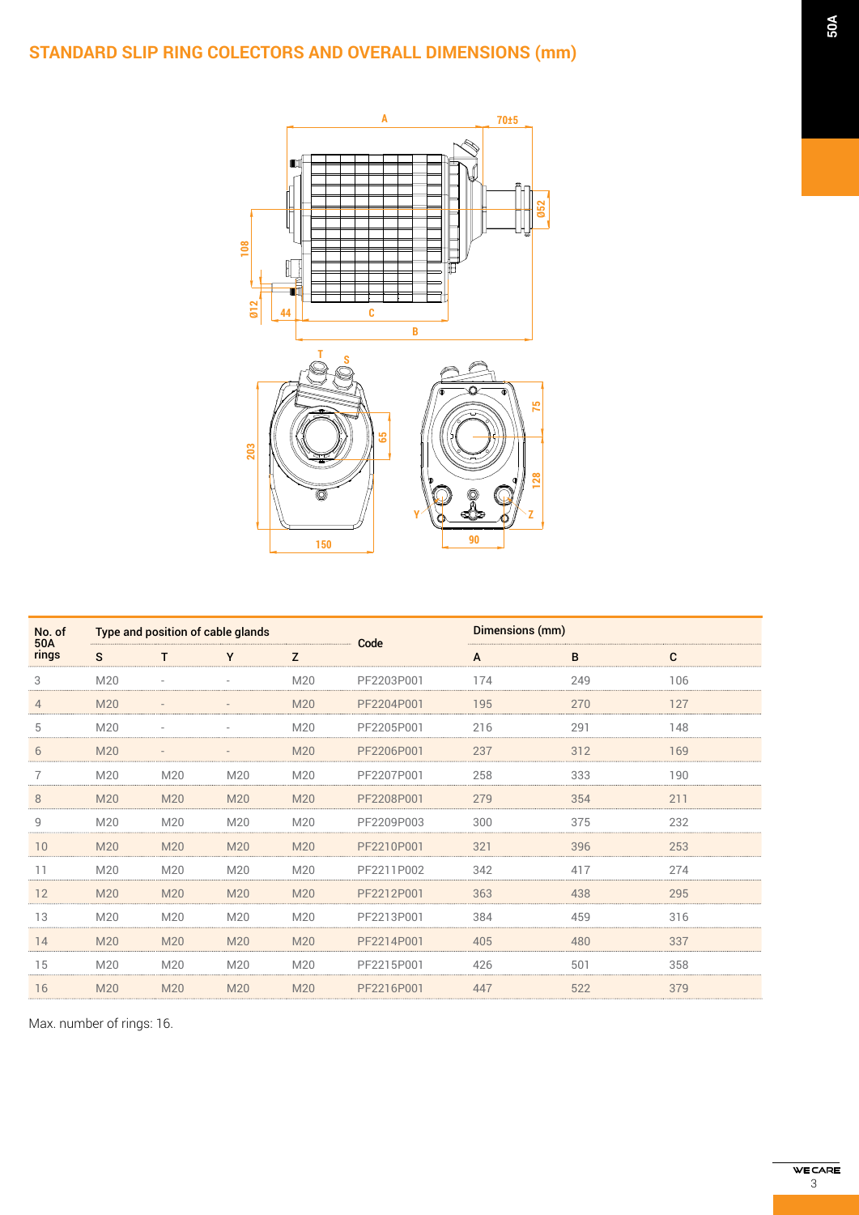## STANDARD SLIP RING COLECTORS AND OVERALL DIMENSIONS (mm)

| No. of 50A rings | Type and position of cable glands | | | | Code | Dimensions (mm) | | |
|---|---|---|---|---|---|---|---|---|
| | S | T | Y | Z | | A | B | C |
| 3 | M20 | - | - | M20 | PF2203P001 | 174 | 249 | 106 |
| 4 | M20 | - | - | M20 | PF2204P001 | 195 | 270 | 127 |
| 5 | M20 | - | - | M20 | PF2205P001 | 216 | 291 | 148 |
| 6 | M20 | - | - | M20 | PF2206P001 | 237 | 312 | 169 |
| 7 | M20 | M20 | M20 | M20 | PF2207P001 | 258 | 333 | 190 |
| 8 | M20 | M20 | M20 | M20 | PF2208P001 | 279 | 354 | 211 |
| 9 | M20 | M20 | M20 | M20 | PF2209P003 | 300 | 375 | 232 |
| 10 | M20 | M20 | M20 | M20 | PF2210P001 | 321 | 396 | 253 |
| 11 | M20 | M20 | M20 | M20 | PF2211P002 | 342 | 417 | 274 |
| 12 | M20 | M20 | M20 | M20 | PF2212P001 | 363 | 438 | 295 |
| 13 | M20 | M20 | M20 | M20 | PF2213P001 | 384 | 459 | 316 |
| 14 | M20 | M20 | M20 | M20 | PF2214P001 | 405 | 480 | 337 |
| 15 | M20 | M20 | M20 | M20 | PF2215P001 | 426 | 501 | 358 |
| 16 | M20 | M20 | M20 | M20 | PF2216P001 | 447 | 522 | 379 |

Max. number of rings: 16.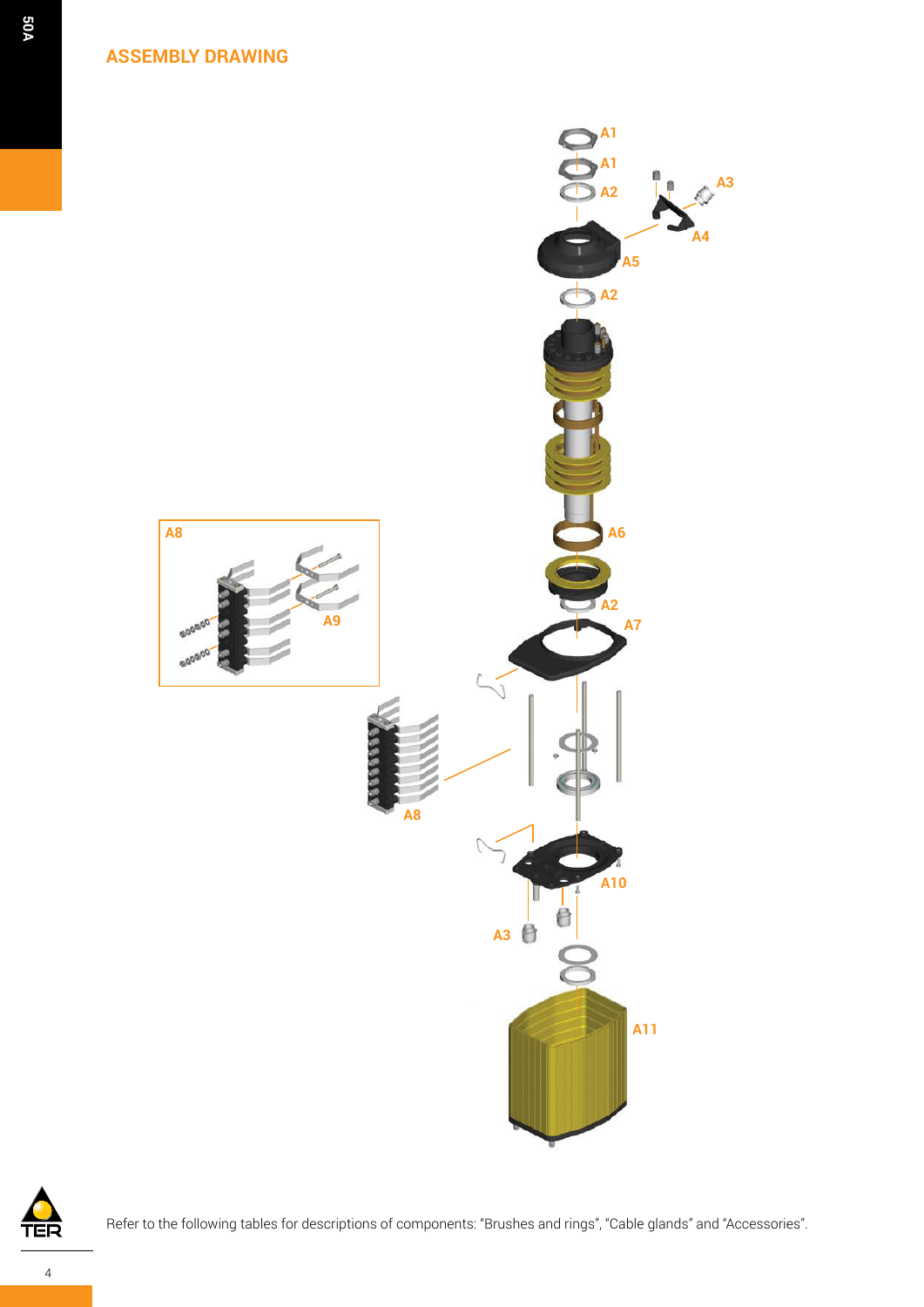## ASSEMBLY DRAWING

A1
A1
A2
A3
A4
A5
A2
A6
A8
A9
A2
A7
A8
A10
A3
A11

Refer to the following tables for descriptions of components: "Brushes and rings", "Cable glands" and "Accessories".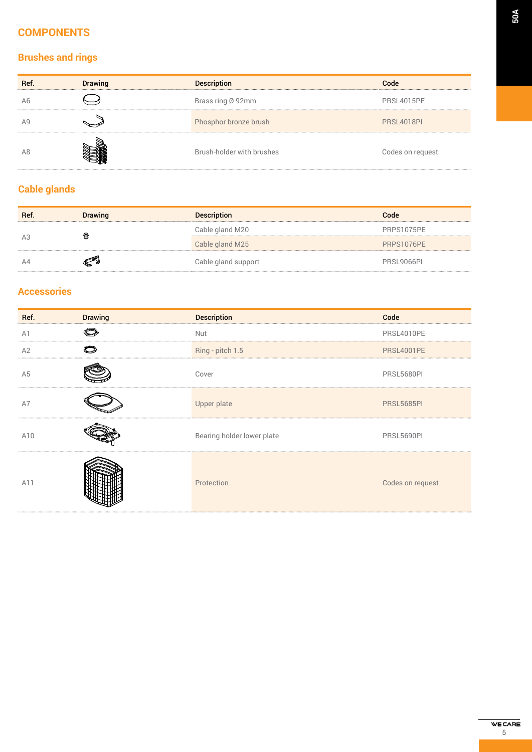# COMPONENTS

## Brushes and rings

| Ref. | Drawing | Description | Code |
|---|---|---|---|
| A6 | | Brass ring Ø 92mm | PRSL4015PE |
| A9 | | Phosphor bronze brush | PRSL4018PI |
| A8 | | Brush-holder with brushes | Codes on request |

## Cable glands

| Ref. | Drawing | Description | Code |
|---|---|---|---|
| A3 | | Cable gland M20 | PRPS1075PE |
| | | Cable gland M25 | PRPS1076PE |
| A4 | | Cable gland support | PRSL9066PI |

## Accessories

| Ref. | Drawing | Description | Code |
|---|---|---|---|
| A1 | | Nut | PRSL4010PE |
| A2 | | Ring - pitch 1.5 | PRSL4001PE |
| A5 | | Cover | PRSL5680PI |
| A7 | | Upper plate | PRSL5685PI |
| A10 | | Bearing holder lower plate | PRSL5690PI |
| A11 | | Protection | Codes on request |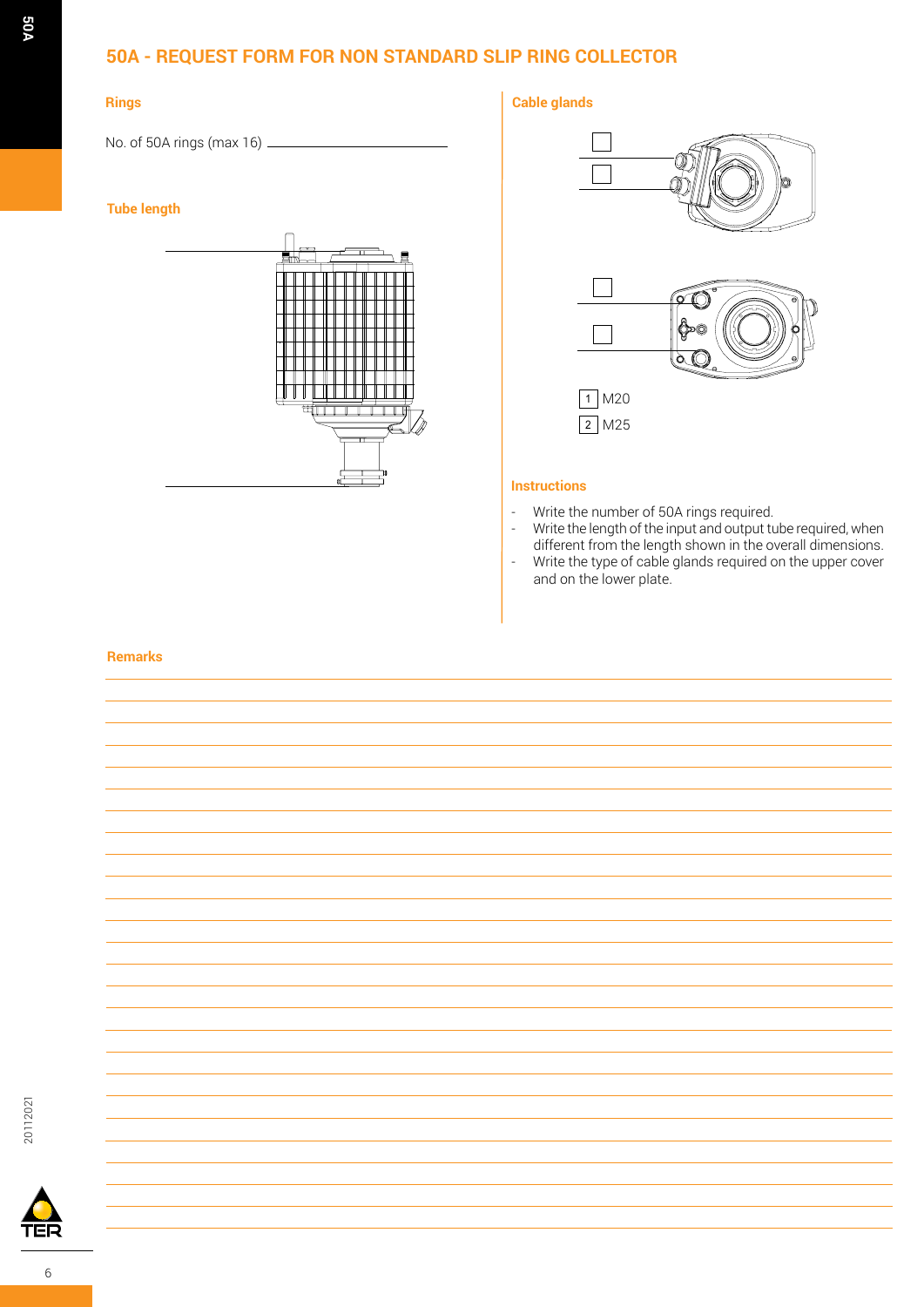# 50A - REQUEST FORM FOR NON STANDARD SLIP RING COLLECTOR

## Rings

No. of 50A rings (max 16) ____________________

## Tube length

## Cable glands

1 M20

2 M25

## Instructions

- Write the number of 50A rings required.
- Write the length of the input and output tube required, when different from the length shown in the overall dimensions.
- Write the type of cable glands required on the upper cover and on the lower plate.

## Remarks